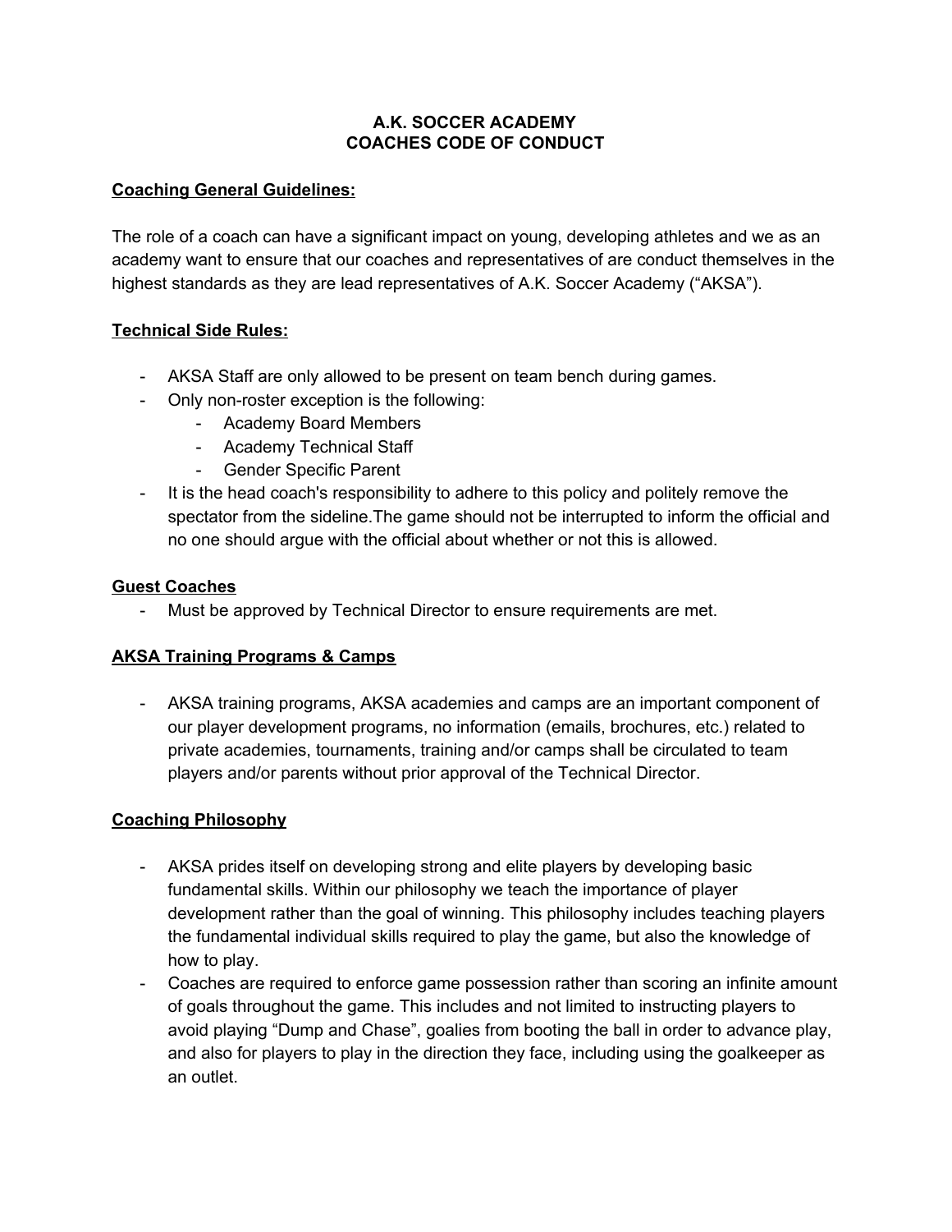**A.K. SOCCER ACADEMY**
**COACHES CODE OF CONDUCT**

**Coaching General Guidelines:**

The role of a coach can have a significant impact on young, developing athletes and we as an academy want to ensure that our coaches and representatives of are conduct themselves in the highest standards as they are lead representatives of A.K. Soccer Academy ("AKSA").

**Technical Side Rules:**

- AKSA Staff are only allowed to be present on team bench during games.
- Only non-roster exception is the following:
    - Academy Board Members
    - Academy Technical Staff
    - Gender Specific Parent
- It is the head coach's responsibility to adhere to this policy and politely remove the spectator from the sideline.The game should not be interrupted to inform the official and no one should argue with the official about whether or not this is allowed.

**Guest Coaches**

- Must be approved by Technical Director to ensure requirements are met.

**AKSA Training Programs & Camps**

- AKSA training programs, AKSA academies and camps are an important component of our player development programs, no information (emails, brochures, etc.) related to private academies, tournaments, training and/or camps shall be circulated to team players and/or parents without prior approval of the Technical Director.

**Coaching Philosophy**

- AKSA prides itself on developing strong and elite players by developing basic fundamental skills. Within our philosophy we teach the importance of player development rather than the goal of winning. This philosophy includes teaching players the fundamental individual skills required to play the game, but also the knowledge of how to play.
- Coaches are required to enforce game possession rather than scoring an infinite amount of goals throughout the game. This includes and not limited to instructing players to avoid playing "Dump and Chase", goalies from booting the ball in order to advance play, and also for players to play in the direction they face, including using the goalkeeper as an outlet.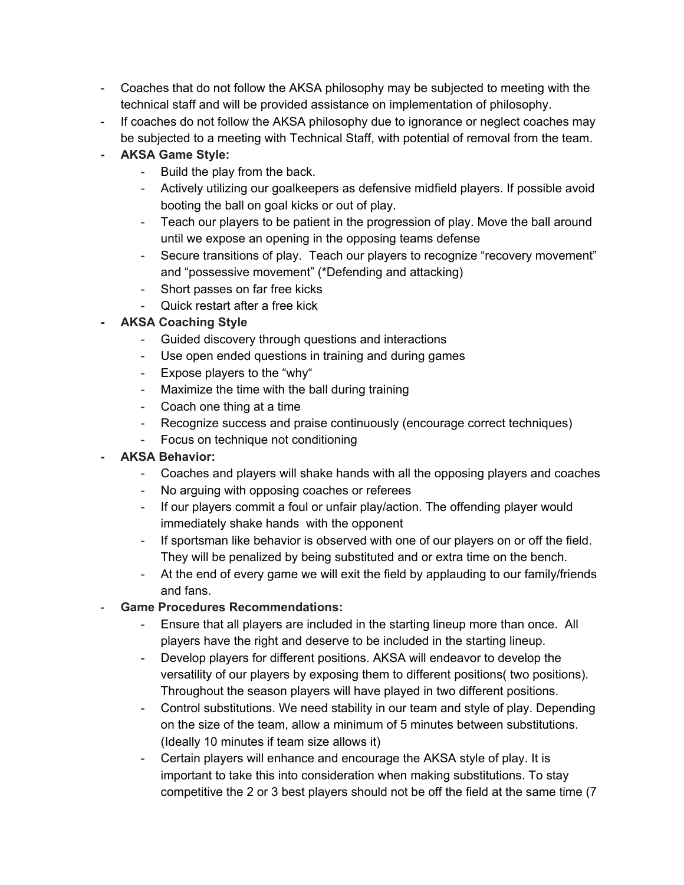- Coaches that do not follow the AKSA philosophy may be subjected to meeting with the technical staff and will be provided assistance on implementation of philosophy.
- If coaches do not follow the AKSA philosophy due to ignorance or neglect coaches may be subjected to a meeting with Technical Staff, with potential of removal from the team.
- **AKSA Game Style:**
  - Build the play from the back.
  - Actively utilizing our goalkeepers as defensive midfield players. If possible avoid booting the ball on goal kicks or out of play.
  - Teach our players to be patient in the progression of play. Move the ball around until we expose an opening in the opposing teams defense
  - Secure transitions of play. Teach our players to recognize "recovery movement" and "possessive movement" (*Defending and attacking)
  - Short passes on far free kicks
  - Quick restart after a free kick
- **AKSA Coaching Style**
  - Guided discovery through questions and interactions
  - Use open ended questions in training and during games
  - Expose players to the "why"
  - Maximize the time with the ball during training
  - Coach one thing at a time
  - Recognize success and praise continuously (encourage correct techniques)
  - Focus on technique not conditioning
- **AKSA Behavior:**
  - Coaches and players will shake hands with all the opposing players and coaches
  - No arguing with opposing coaches or referees
  - If our players commit a foul or unfair play/action. The offending player would immediately shake hands with the opponent
  - If sportsman like behavior is observed with one of our players on or off the field. They will be penalized by being substituted and or extra time on the bench.
  - At the end of every game we will exit the field by applauding to our family/friends and fans.
- **Game Procedures Recommendations:**
  - Ensure that all players are included in the starting lineup more than once. All players have the right and deserve to be included in the starting lineup.
  - Develop players for different positions. AKSA will endeavor to develop the versatility of our players by exposing them to different positions( two positions). Throughout the season players will have played in two different positions.
  - Control substitutions. We need stability in our team and style of play. Depending on the size of the team, allow a minimum of 5 minutes between substitutions. (Ideally 10 minutes if team size allows it)
  - Certain players will enhance and encourage the AKSA style of play. It is important to take this into consideration when making substitutions. To stay competitive the 2 or 3 best players should not be off the field at the same time (7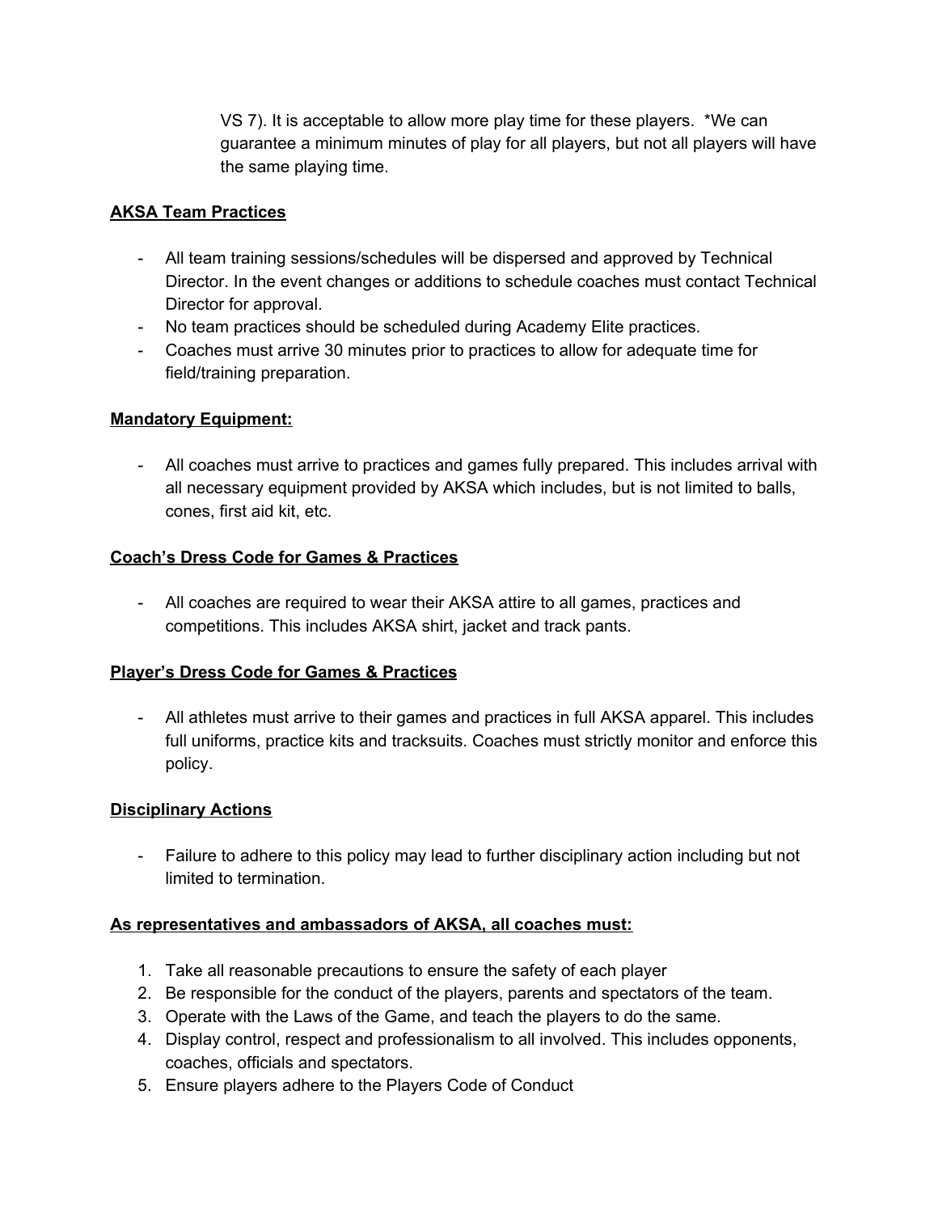VS 7). It is acceptable to allow more play time for these players. *We can guarantee a minimum minutes of play for all players, but not all players will have the same playing time.

**AKSA Team Practices**

- All team training sessions/schedules will be dispersed and approved by Technical Director. In the event changes or additions to schedule coaches must contact Technical Director for approval.
- No team practices should be scheduled during Academy Elite practices.
- Coaches must arrive 30 minutes prior to practices to allow for adequate time for field/training preparation.

**Mandatory Equipment:**

- All coaches must arrive to practices and games fully prepared. This includes arrival with all necessary equipment provided by AKSA which includes, but is not limited to balls, cones, first aid kit, etc.

**Coach's Dress Code for Games & Practices**

- All coaches are required to wear their AKSA attire to all games, practices and competitions. This includes AKSA shirt, jacket and track pants.

**Player's Dress Code for Games & Practices**

- All athletes must arrive to their games and practices in full AKSA apparel. This includes full uniforms, practice kits and tracksuits. Coaches must strictly monitor and enforce this policy.

**Disciplinary Actions**

- Failure to adhere to this policy may lead to further disciplinary action including but not limited to termination.

**As representatives and ambassadors of AKSA, all coaches must:**

1. Take all reasonable precautions to ensure the safety of each player
2. Be responsible for the conduct of the players, parents and spectators of the team.
3. Operate with the Laws of the Game, and teach the players to do the same.
4. Display control, respect and professionalism to all involved. This includes opponents, coaches, officials and spectators.
5. Ensure players adhere to the Players Code of Conduct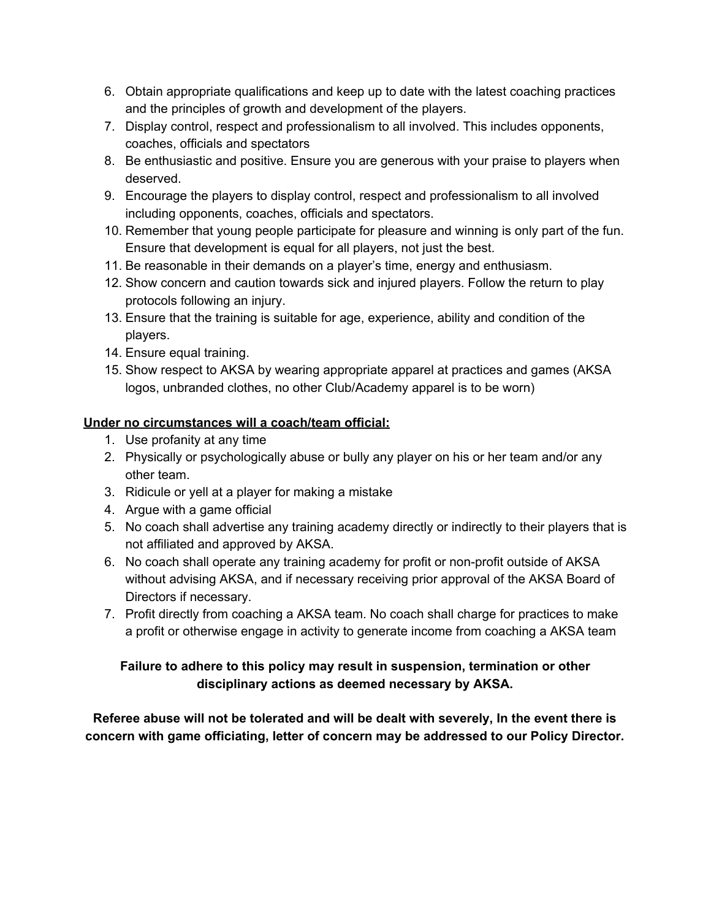6. Obtain appropriate qualifications and keep up to date with the latest coaching practices and the principles of growth and development of the players.
7. Display control, respect and professionalism to all involved. This includes opponents, coaches, officials and spectators
8. Be enthusiastic and positive. Ensure you are generous with your praise to players when deserved.
9. Encourage the players to display control, respect and professionalism to all involved including opponents, coaches, officials and spectators.
10. Remember that young people participate for pleasure and winning is only part of the fun. Ensure that development is equal for all players, not just the best.
11. Be reasonable in their demands on a player's time, energy and enthusiasm.
12. Show concern and caution towards sick and injured players. Follow the return to play protocols following an injury.
13. Ensure that the training is suitable for age, experience, ability and condition of the players.
14. Ensure equal training.
15. Show respect to AKSA by wearing appropriate apparel at practices and games (AKSA logos, unbranded clothes, no other Club/Academy apparel is to be worn)

**<u>Under no circumstances will a coach/team official:</u>**

1. Use profanity at any time
2. Physically or psychologically abuse or bully any player on his or her team and/or any other team.
3. Ridicule or yell at a player for making a mistake
4. Argue with a game official
5. No coach shall advertise any training academy directly or indirectly to their players that is not affiliated and approved by AKSA.
6. No coach shall operate any training academy for profit or non-profit outside of AKSA without advising AKSA, and if necessary receiving prior approval of the AKSA Board of Directors if necessary.
7. Profit directly from coaching a AKSA team. No coach shall charge for practices to make a profit or otherwise engage in activity to generate income from coaching a AKSA team

**Failure to adhere to this policy may result in suspension, termination or other disciplinary actions as deemed necessary by AKSA.**

**Referee abuse will not be tolerated and will be dealt with severely, In the event there is concern with game officiating, letter of concern may be addressed to our Policy Director.**